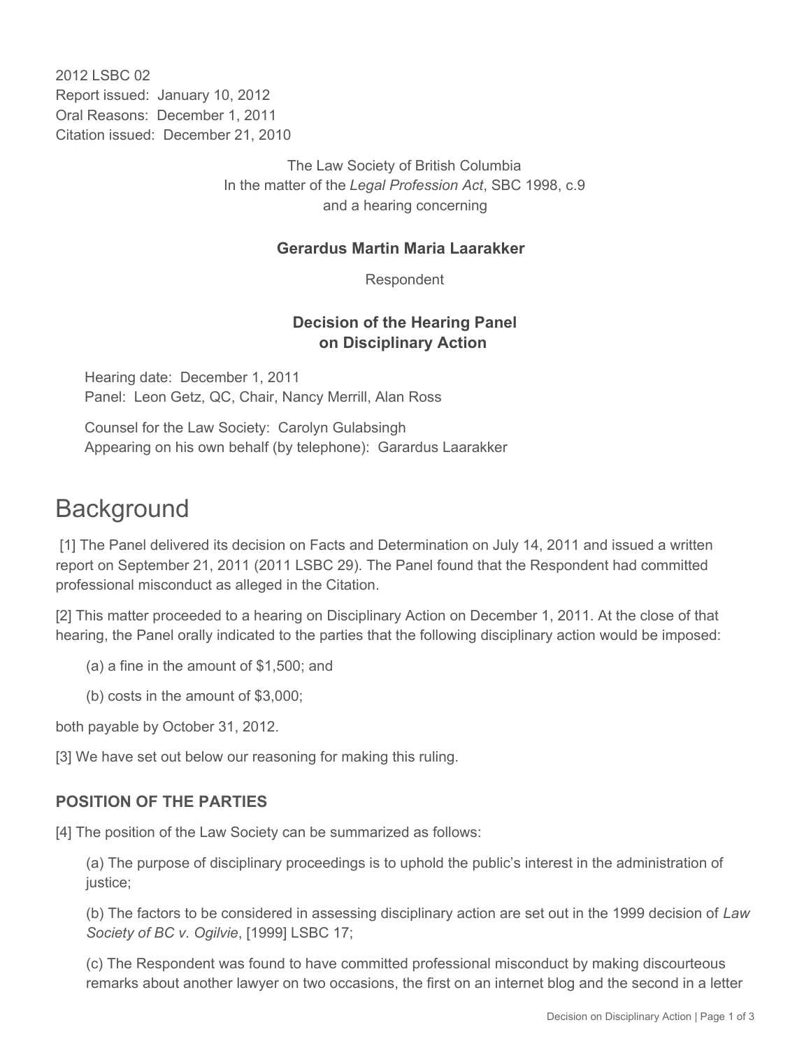2012 LSBC 02
Report issued: January 10, 2012
Oral Reasons: December 1, 2011
Citation issued: December 21, 2010

The Law Society of British Columbia
In the matter of the *Legal Profession Act*, SBC 1998, c.9
and a hearing concerning

**Gerardus Martin Maria Laarakker**

Respondent

**Decision of the Hearing Panel on Disciplinary Action**

Hearing date: December 1, 2011
Panel: Leon Getz, QC, Chair, Nancy Merrill, Alan Ross

Counsel for the Law Society: Carolyn Gulabsingh
Appearing on his own behalf (by telephone): Garardus Laarakker

# Background

[1] The Panel delivered its decision on Facts and Determination on July 14, 2011 and issued a written report on September 21, 2011 (2011 LSBC 29). The Panel found that the Respondent had committed professional misconduct as alleged in the Citation.

[2] This matter proceeded to a hearing on Disciplinary Action on December 1, 2011. At the close of that hearing, the Panel orally indicated to the parties that the following disciplinary action would be imposed:

(a) a fine in the amount of $1,500; and

(b) costs in the amount of $3,000;

both payable by October 31, 2012.

[3] We have set out below our reasoning for making this ruling.

### POSITION OF THE PARTIES

[4] The position of the Law Society can be summarized as follows:

(a) The purpose of disciplinary proceedings is to uphold the public's interest in the administration of justice;

(b) The factors to be considered in assessing disciplinary action are set out in the 1999 decision of *Law Society of BC v. Ogilvie*, [1999] LSBC 17;

(c) The Respondent was found to have committed professional misconduct by making discourteous remarks about another lawyer on two occasions, the first on an internet blog and the second in a letter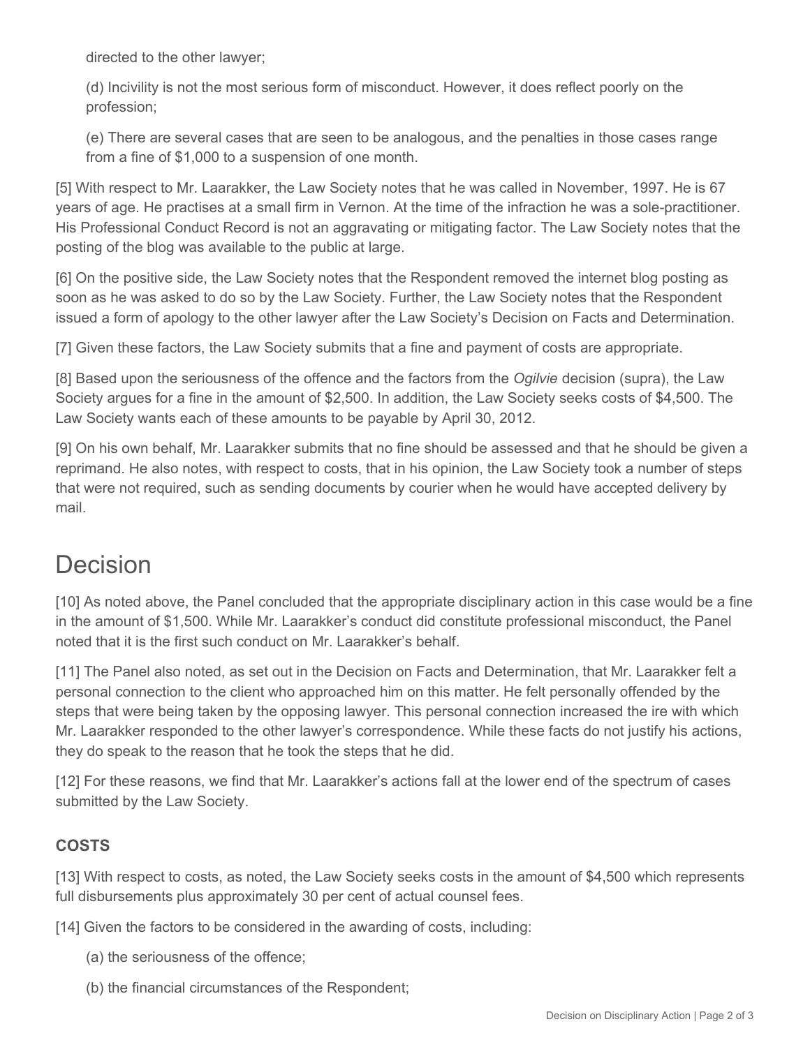directed to the other lawyer;

(d) Incivility is not the most serious form of misconduct. However, it does reflect poorly on the profession;

(e) There are several cases that are seen to be analogous, and the penalties in those cases range from a fine of $1,000 to a suspension of one month.

[5] With respect to Mr. Laarakker, the Law Society notes that he was called in November, 1997. He is 67 years of age. He practises at a small firm in Vernon. At the time of the infraction he was a sole-practitioner. His Professional Conduct Record is not an aggravating or mitigating factor. The Law Society notes that the posting of the blog was available to the public at large.

[6] On the positive side, the Law Society notes that the Respondent removed the internet blog posting as soon as he was asked to do so by the Law Society. Further, the Law Society notes that the Respondent issued a form of apology to the other lawyer after the Law Society's Decision on Facts and Determination.

[7] Given these factors, the Law Society submits that a fine and payment of costs are appropriate.

[8] Based upon the seriousness of the offence and the factors from the *Ogilvie* decision (supra), the Law Society argues for a fine in the amount of $2,500. In addition, the Law Society seeks costs of $4,500. The Law Society wants each of these amounts to be payable by April 30, 2012.

[9] On his own behalf, Mr. Laarakker submits that no fine should be assessed and that he should be given a reprimand. He also notes, with respect to costs, that in his opinion, the Law Society took a number of steps that were not required, such as sending documents by courier when he would have accepted delivery by mail.

# Decision

[10] As noted above, the Panel concluded that the appropriate disciplinary action in this case would be a fine in the amount of $1,500. While Mr. Laarakker's conduct did constitute professional misconduct, the Panel noted that it is the first such conduct on Mr. Laarakker's behalf.

[11] The Panel also noted, as set out in the Decision on Facts and Determination, that Mr. Laarakker felt a personal connection to the client who approached him on this matter. He felt personally offended by the steps that were being taken by the opposing lawyer. This personal connection increased the ire with which Mr. Laarakker responded to the other lawyer's correspondence. While these facts do not justify his actions, they do speak to the reason that he took the steps that he did.

[12] For these reasons, we find that Mr. Laarakker's actions fall at the lower end of the spectrum of cases submitted by the Law Society.

### COSTS

[13] With respect to costs, as noted, the Law Society seeks costs in the amount of $4,500 which represents full disbursements plus approximately 30 per cent of actual counsel fees.

[14] Given the factors to be considered in the awarding of costs, including:

(a) the seriousness of the offence;

(b) the financial circumstances of the Respondent;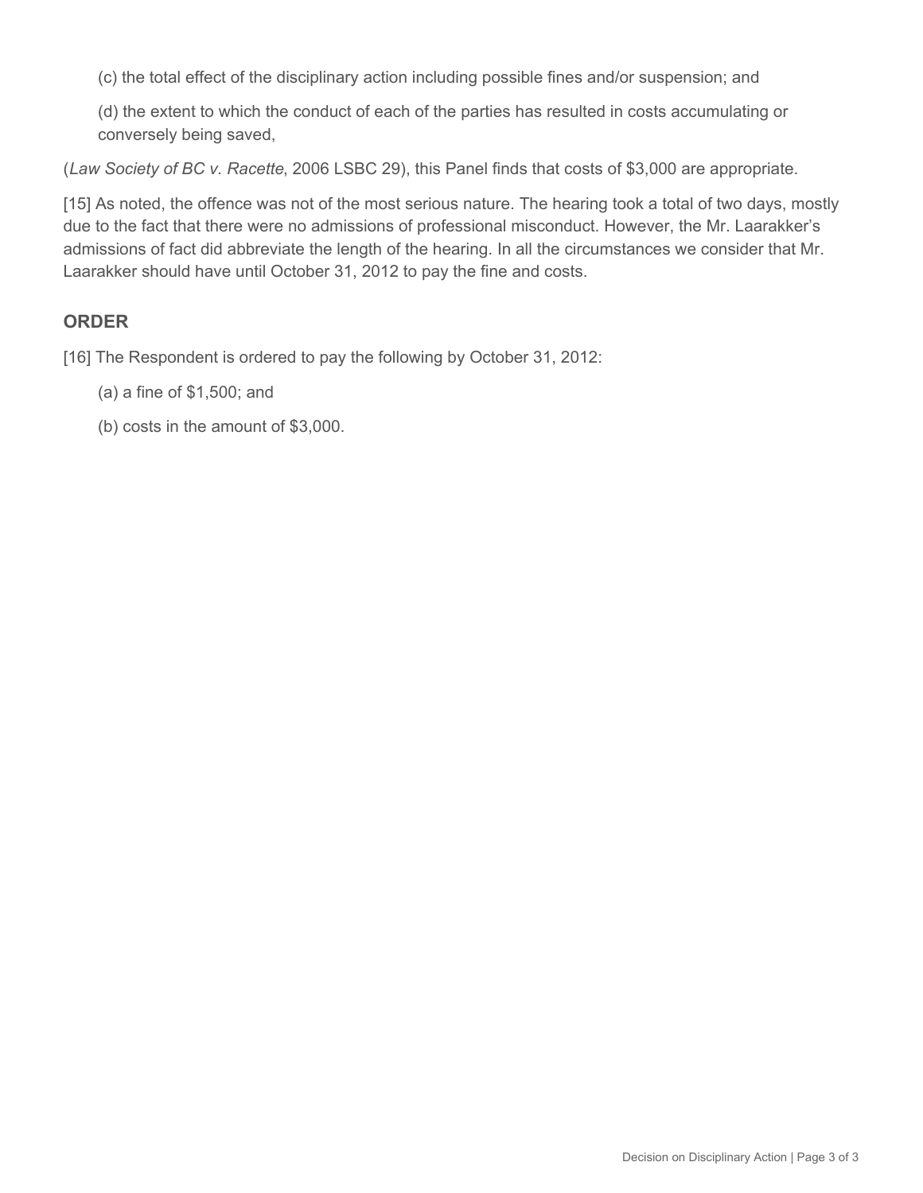(c) the total effect of the disciplinary action including possible fines and/or suspension; and

(d) the extent to which the conduct of each of the parties has resulted in costs accumulating or conversely being saved,

(*Law Society of BC v. Racette*, 2006 LSBC 29), this Panel finds that costs of $3,000 are appropriate.

[15] As noted, the offence was not of the most serious nature. The hearing took a total of two days, mostly due to the fact that there were no admissions of professional misconduct. However, the Mr. Laarakker's admissions of fact did abbreviate the length of the hearing. In all the circumstances we consider that Mr. Laarakker should have until October 31, 2012 to pay the fine and costs.

## ORDER

[16] The Respondent is ordered to pay the following by October 31, 2012:

(a) a fine of $1,500; and

(b) costs in the amount of $3,000.